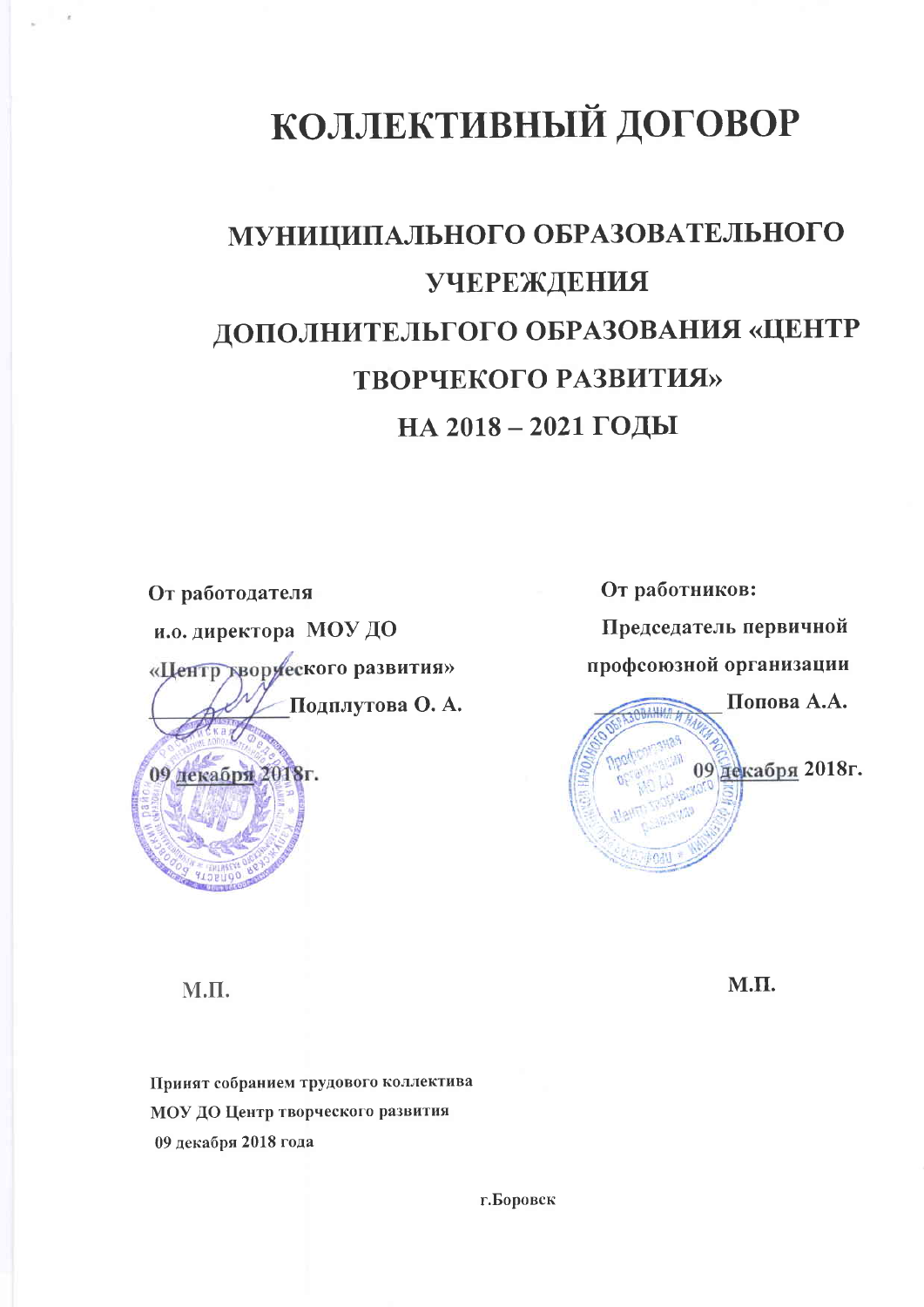# КОЛЛЕКТИВНЫЙ ДОГОВОР

## МУНИЦИПАЛЬНОГО ОБРАЗОВАТЕЛЬНОГО УЧЕРЕЖДЕНИЯ ДОПОЛНИТЕЛЬГОГО ОБРАЗОВАНИЯ «ЦЕНТР ТВОРЧЕКОГО РАЗВИТИЯ» НА 2018 – 2021 ГОДЫ

**От работодателя**
**и.о. директора МОУ ДО**
**«Центр творческого развития»**
**_____________ Подплутова О. А.**

**09 декабря 2018г.**

**М.П.**

**От работников:**
**Председатель первичной**
**профсоюзной организации**
**_____________ Попова А.А.**

**09 декабря 2018г.**

**М.П.**

**Принят собранием трудового коллектива**
**МОУ ДО Центр творческого развития**
**09 декабря 2018 года**

**г.Боровск**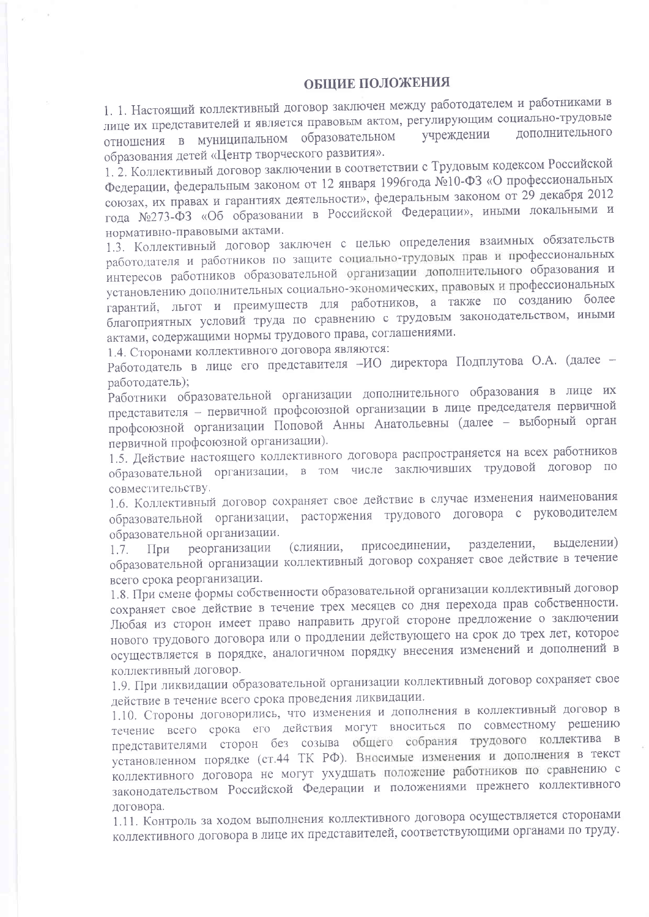## ОБЩИЕ ПОЛОЖЕНИЯ

1. 1. Настоящий коллективный договор заключен между работодателем и работниками в лице их представителей и является правовым актом, регулирующим социально-трудовые отношения в муниципальном образовательном учреждении дополнительного образования детей «Центр творческого развития».

1. 2. Коллективный договор заключении в соответствии с Трудовым кодексом Российской Федерации, федеральным законом от 12 января 1996года №10-ФЗ «О профессиональных союзах, их правах и гарантиях деятельности», федеральным законом от 29 декабря 2012 года №273-ФЗ «Об образовании в Российской Федерации», иными локальными и нормативно-правовыми актами.

1.3. Коллективный договор заключен с целью определения взаимных обязательств работодателя и работников по защите социально-трудовых прав и профессиональных интересов работников образовательной организации дополнительного образования и установлению дополнительных социально-экономических, правовых и профессиональных гарантий, льгот и преимуществ для работников, а также по созданию более благоприятных условий труда по сравнению с трудовым законодательством, иными актами, содержащими нормы трудового права, соглашениями.

1.4. Сторонами коллективного договора являются:

Работодатель в лице его представителя –ИО директора Подплутова О.А. (далее – работодатель);

Работники образовательной организации дополнительного образования в лице их представителя – первичной профсоюзной организации в лице председателя первичной профсоюзной организации Поповой Анны Анатольевны (далее – выборный орган первичной профсоюзной организации).

1.5. Действие настоящего коллективного договора распространяется на всех работников образовательной организации, в том числе заключивших трудовой договор по совместительству.

1.6. Коллективный договор сохраняет свое действие в случае изменения наименования образовательной организации, расторжения трудового договора с руководителем образовательной организации.

1.7. При реорганизации (слиянии, присоединении, разделении, выделении) образовательной организации коллективный договор сохраняет свое действие в течение всего срока реорганизации.

1.8. При смене формы собственности образовательной организации коллективный договор сохраняет свое действие в течение трех месяцев со дня перехода прав собственности. Любая из сторон имеет право направить другой стороне предложение о заключении нового трудового договора или о продлении действующего на срок до трех лет, которое осуществляется в порядке, аналогичном порядку внесения изменений и дополнений в коллективный договор.

1.9. При ликвидации образовательной организации коллективный договор сохраняет свое действие в течение всего срока проведения ликвидации.

1.10. Стороны договорились, что изменения и дополнения в коллективный договор в течение всего срока его действия могут вноситься по совместному решению представителями сторон без созыва общего собрания трудового коллектива в установленном порядке (ст.44 ТК РФ). Вносимые изменения и дополнения в текст коллективного договора не могут ухудшать положение работников по сравнению с законодательством Российской Федерации и положениями прежнего коллективного договора.

1.11. Контроль за ходом выполнения коллективного договора осуществляется сторонами коллективного договора в лице их представителей, соответствующими органами по труду.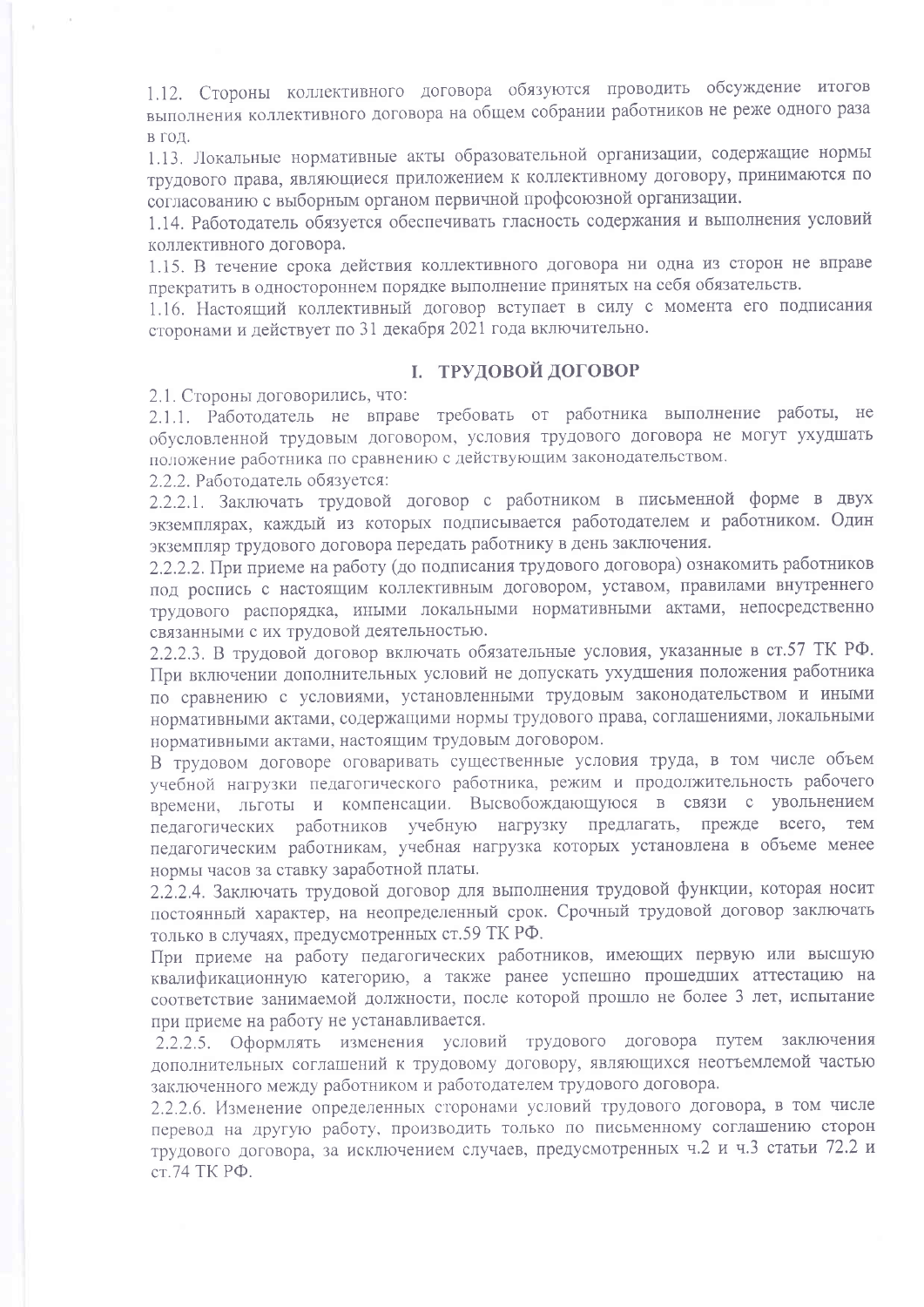1.12. Стороны коллективного договора обязуются проводить обсуждение итогов выполнения коллективного договора на общем собрании работников не реже одного раза в год.

1.13. Локальные нормативные акты образовательной организации, содержащие нормы трудового права, являющиеся приложением к коллективному договору, принимаются по согласованию с выборным органом первичной профсоюзной организации.

1.14. Работодатель обязуется обеспечивать гласность содержания и выполнения условий коллективного договора.

1.15. В течение срока действия коллективного договора ни одна из сторон не вправе прекратить в одностороннем порядке выполнение принятых на себя обязательств.

1.16. Настоящий коллективный договор вступает в силу с момента его подписания сторонами и действует по 31 декабря 2021 года включительно.

## I. ТРУДОВОЙ ДОГОВОР

2.1. Стороны договорились, что:

2.1.1. Работодатель не вправе требовать от работника выполнение работы, не обусловленной трудовым договором, условия трудового договора не могут ухудшать положение работника по сравнению с действующим законодательством.

2.2.2. Работодатель обязуется:

2.2.2.1. Заключать трудовой договор с работником в письменной форме в двух экземплярах, каждый из которых подписывается работодателем и работником. Один экземпляр трудового договора передать работнику в день заключения.

2.2.2.2. При приеме на работу (до подписания трудового договора) ознакомить работников под роспись с настоящим коллективным договором, уставом, правилами внутреннего трудового распорядка, иными локальными нормативными актами, непосредственно связанными с их трудовой деятельностью.

2.2.2.3. В трудовой договор включать обязательные условия, указанные в ст.57 ТК РФ. При включении дополнительных условий не допускать ухудшения положения работника по сравнению с условиями, установленными трудовым законодательством и иными нормативными актами, содержащими нормы трудового права, соглашениями, локальными нормативными актами, настоящим трудовым договором.

В трудовом договоре оговаривать существенные условия труда, в том числе объем учебной нагрузки педагогического работника, режим и продолжительность рабочего времени, льготы и компенсации. Высвобождающуюся в связи с увольнением педагогических работников учебную нагрузку предлагать, прежде всего, тем педагогическим работникам, учебная нагрузка которых установлена в объеме менее нормы часов за ставку заработной платы.

2.2.2.4. Заключать трудовой договор для выполнения трудовой функции, которая носит постоянный характер, на неопределенный срок. Срочный трудовой договор заключать только в случаях, предусмотренных ст.59 ТК РФ.

При приеме на работу педагогических работников, имеющих первую или высшую квалификационную категорию, а также ранее успешно прошедших аттестацию на соответствие занимаемой должности, после которой прошло не более 3 лет, испытание при приеме на работу не устанавливается.

2.2.2.5. Оформлять изменения условий трудового договора путем заключения дополнительных соглашений к трудовому договору, являющихся неотъемлемой частью заключенного между работником и работодателем трудового договора.

2.2.2.6. Изменение определенных сторонами условий трудового договора, в том числе перевод на другую работу, производить только по письменному соглашению сторон трудового договора, за исключением случаев, предусмотренных ч.2 и ч.3 статьи 72.2 и ст.74 ТК РФ.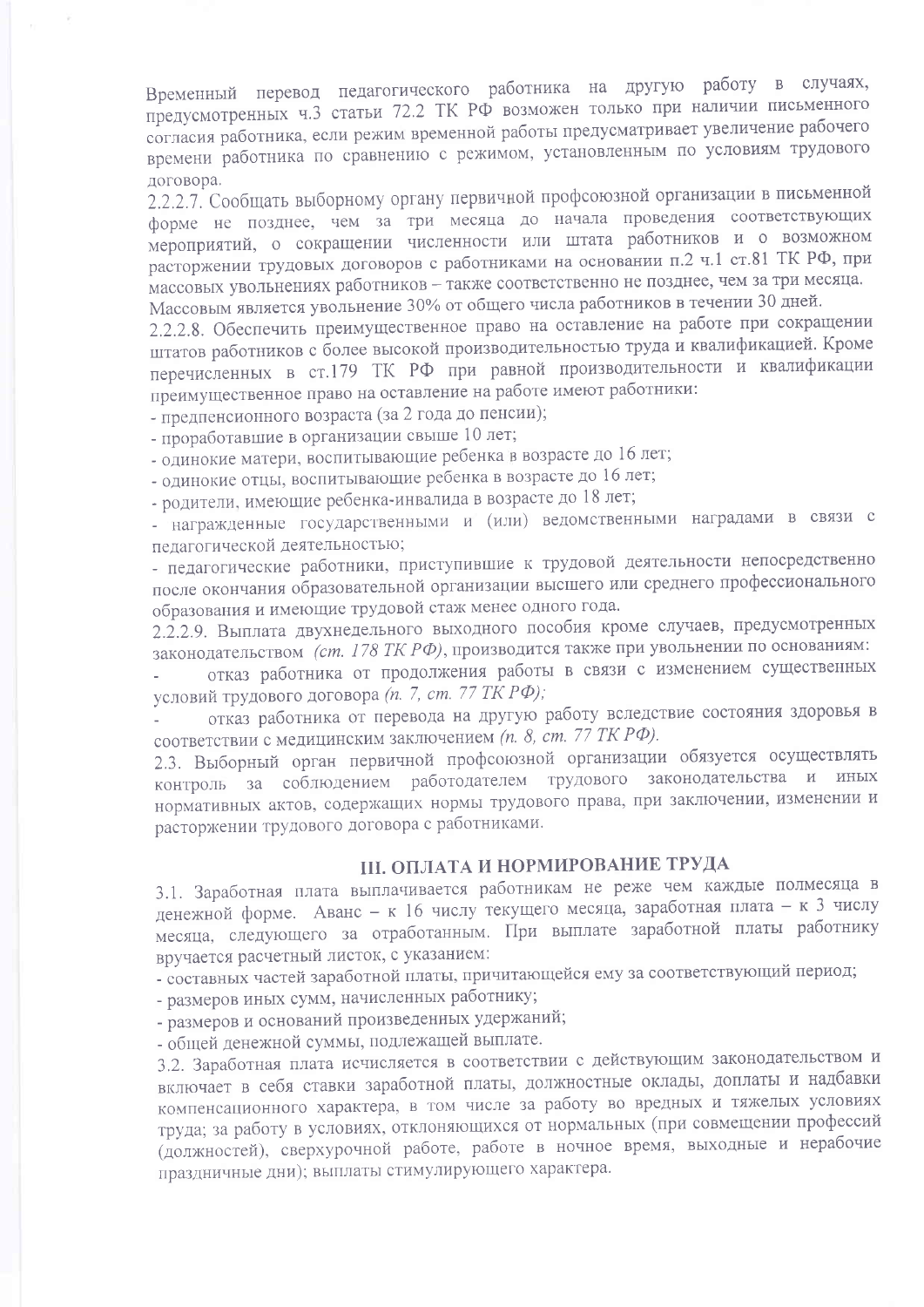Временный перевод педагогического работника на другую работу в случаях, предусмотренных ч.3 статьи 72.2 ТК РФ возможен только при наличии письменного согласия работника, если режим временной работы предусматривает увеличение рабочего времени работника по сравнению с режимом, установленным по условиям трудового договора.

2.2.2.7. Сообщать выборному органу первичной профсоюзной организации в письменной форме не позднее, чем за три месяца до начала проведения соответствующих мероприятий, о сокращении численности или штата работников и о возможном расторжении трудовых договоров с работниками на основании п.2 ч.1 ст.81 ТК РФ, при массовых увольнениях работников – также соответственно не позднее, чем за три месяца. Массовым является увольнение 30% от общего числа работников в течении 30 дней.

2.2.2.8. Обеспечить преимущественное право на оставление на работе при сокращении штатов работников с более высокой производительностью труда и квалификацией. Кроме перечисленных в ст.179 ТК РФ при равной производительности и квалификации преимущественное право на оставление на работе имеют работники:

- предпенсионного возраста (за 2 года до пенсии);
- проработавшие в организации свыше 10 лет;
- одинокие матери, воспитывающие ребенка в возрасте до 16 лет;
- одинокие отцы, воспитывающие ребенка в возрасте до 16 лет;
- родители, имеющие ребенка-инвалида в возрасте до 18 лет;
- награжденные государственными и (или) ведомственными наградами в связи с педагогической деятельностью;
- педагогические работники, приступившие к трудовой деятельности непосредственно после окончания образовательной организации высшего или среднего профессионального образования и имеющие трудовой стаж менее одного года.

2.2.2.9. Выплата двухнедельного выходного пособия кроме случаев, предусмотренных законодательством *(ст. 178 ТК РФ)*, производится также при увольнении по основаниям:

- отказ работника от продолжения работы в связи с изменением существенных условий трудового договора *(п. 7, ст. 77 ТК РФ)*;
- отказ работника от перевода на другую работу вследствие состояния здоровья в соответствии с медицинским заключением *(п. 8, ст. 77 ТК РФ)*.

2.3. Выборный орган первичной профсоюзной организации обязуется осуществлять контроль за соблюдением работодателем трудового законодательства и иных нормативных актов, содержащих нормы трудового права, при заключении, изменении и расторжении трудового договора с работниками.

## III. ОПЛАТА И НОРМИРОВАНИЕ ТРУДА

3.1. Заработная плата выплачивается работникам не реже чем каждые полмесяца в денежной форме. Аванс – к 16 числу текущего месяца, заработная плата – к 3 числу месяца, следующего за отработанным. При выплате заработной платы работнику вручается расчетный листок, с указанием:

- составных частей заработной платы, причитающейся ему за соответствующий период;
- размеров иных сумм, начисленных работнику;
- размеров и оснований произведенных удержаний;
- общей денежной суммы, подлежащей выплате.

3.2. Заработная плата исчисляется в соответствии с действующим законодательством и включает в себя ставки заработной платы, должностные оклады, доплаты и надбавки компенсационного характера, в том числе за работу во вредных и тяжелых условиях труда; за работу в условиях, отклоняющихся от нормальных (при совмещении профессий (должностей), сверхурочной работе, работе в ночное время, выходные и нерабочие праздничные дни); выплаты стимулирующего характера.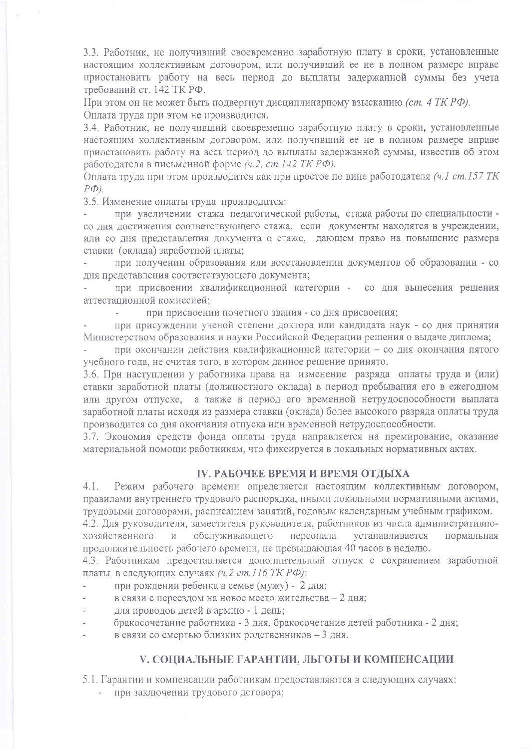3.3. Работник, не получивший своевременно заработную плату в сроки, установленные настоящим коллективным договором, или получивший ее не в полном размере вправе приостановить работу на весь период до выплаты задержанной суммы без учета требований ст. 142 ТК РФ.

При этом он не может быть подвергнут дисциплинарному взысканию *(ст. 4 ТК РФ)*.

Оплата труда при этом не производится.

3.4. Работник, не получивший своевременно заработную плату в сроки, установленные настоящим коллективным договором, или получивший ее не в полном размере вправе приостановить работу на весь период до выплаты задержанной суммы, известив об этом работодателя в письменной форме *(ч.2, ст.142 ТК РФ)*.

Оплата труда при этом производится как при простое по вине работодателя *(ч.1 ст.157 ТК РФ)*.

3.5. Изменение оплаты труда производится:

- при увеличении стажа педагогической работы, стажа работы по специальности - со дня достижения соответствующего стажа, если документы находятся в учреждении, или со дня представления документа о стаже, дающем право на повышение размера ставки (оклада) заработной платы;
- при получении образования или восстановлении документов об образовании - со дня представления соответствующего документа;
- при присвоении квалификационной категории - со дня вынесения решения аттестационной комиссией;
- при присвоении почетного звания - со дня присвоения;
- при присуждении ученой степени доктора или кандидата наук - со дня принятия Министерством образования и науки Российской Федерации решения о выдаче диплома;
- при окончании действия квалификационной категории – со дня окончания пятого учебного года, не считая того, в котором данное решение принято.

3.6. При наступлении у работника права на изменение разряда оплаты труда и (или) ставки заработной платы (должностного оклада) в период пребывания его в ежегодном или другом отпуске, а также в период его временной нетрудоспособности выплата заработной платы исходя из размера ставки (оклада) более высокого разряда оплаты труда производится со дня окончания отпуска или временной нетрудоспособности.

3.7. Экономия средств фонда оплаты труда направляется на премирование, оказание материальной помощи работникам, что фиксируется в локальных нормативных актах.

## IV. РАБОЧЕЕ ВРЕМЯ И ВРЕМЯ ОТДЫХА

4.1. Режим рабочего времени определяется настоящим коллективным договором, правилами внутреннего трудового распорядка, иными локальными нормативными актами, трудовыми договорами, расписанием занятий, годовым календарным учебным графиком.

4.2. Для руководителя, заместителя руководителя, работников из числа административно-хозяйственного и обслуживающего персонала устанавливается нормальная продолжительность рабочего времени, не превышающая 40 часов в неделю.

4.3. Работникам предоставляется дополнительный отпуск с сохранением заработной платы в следующих случаях *(ч.2 ст.116 ТК РФ)*:

- при рождении ребенка в семье (мужу) - 2 дня;
- в связи с переездом на новое место жительства – 2 дня;
- для проводов детей в армию - 1 день;
- бракосочетание работника - 3 дня, бракосочетание детей работника - 2 дня;
- в связи со смертью близких родственников – 3 дня.

## V. СОЦИАЛЬНЫЕ ГАРАНТИИ, ЛЬГОТЫ И КОМПЕНСАЦИИ

5.1. Гарантии и компенсации работникам предоставляются в следующих случаях:

- при заключении трудового договора;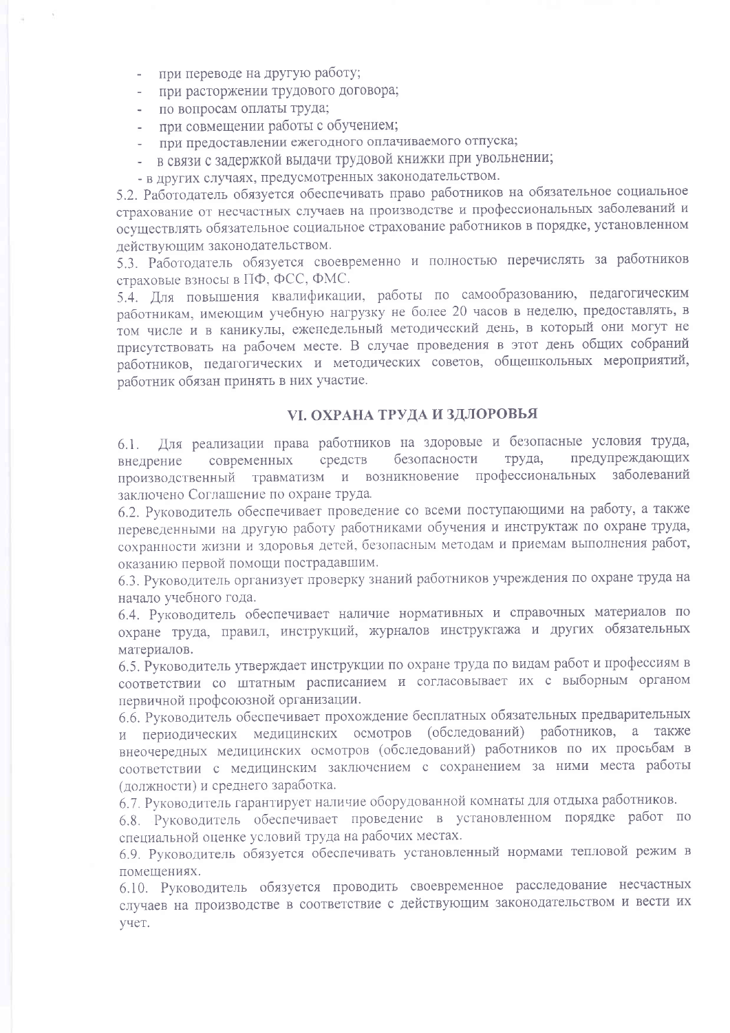- при переводе на другую работу;
- при расторжении трудового договора;
- по вопросам оплаты труда;
- при совмещении работы с обучением;
- при предоставлении ежегодного оплачиваемого отпуска;
- в связи с задержкой выдачи трудовой книжки при увольнении;
- в других случаях, предусмотренных законодательством.

5.2. Работодатель обязуется обеспечивать право работников на обязательное социальное страхование от несчастных случаев на производстве и профессиональных заболеваний и осуществлять обязательное социальное страхование работников в порядке, установленном действующим законодательством.

5.3. Работодатель обязуется своевременно и полностью перечислять за работников страховые взносы в ПФ, ФСС, ФМС.

5.4. Для повышения квалификации, работы по самообразованию, педагогическим работникам, имеющим учебную нагрузку не более 20 часов в неделю, предоставлять, в том числе и в каникулы, еженедельный методический день, в который они могут не присутствовать на рабочем месте. В случае проведения в этот день общих собраний работников, педагогических и методических советов, общешкольных мероприятий, работник обязан принять в них участие.

## VI. ОХРАНА ТРУДА И ЗДЛОРОВЬЯ

6.1. Для реализации права работников на здоровые и безопасные условия труда, внедрение современных средств безопасности труда, предупреждающих производственный травматизм и возникновение профессиональных заболеваний заключено Соглашение по охране труда.

6.2. Руководитель обеспечивает проведение со всеми поступающими на работу, а также переведенными на другую работу работниками обучения и инструктаж по охране труда, сохранности жизни и здоровья детей, безопасным методам и приемам выполнения работ, оказанию первой помощи пострадавшим.

6.3. Руководитель организует проверку знаний работников учреждения по охране труда на начало учебного года.

6.4. Руководитель обеспечивает наличие нормативных и справочных материалов по охране труда, правил, инструкций, журналов инструктажа и других обязательных материалов.

6.5. Руководитель утверждает инструкции по охране труда по видам работ и профессиям в соответствии со штатным расписанием и согласовывает их с выборным органом первичной профсоюзной организации.

6.6. Руководитель обеспечивает прохождение бесплатных обязательных предварительных и периодических медицинских осмотров (обследований) работников, а также внеочередных медицинских осмотров (обследований) работников по их просьбам в соответствии с медицинским заключением с сохранением за ними места работы (должности) и среднего заработка.

6.7. Руководитель гарантирует наличие оборудованной комнаты для отдыха работников.

6.8. Руководитель обеспечивает проведение в установленном порядке работ по специальной оценке условий труда на рабочих местах.

6.9. Руководитель обязуется обеспечивать установленный нормами тепловой режим в помещениях.

6.10. Руководитель обязуется проводить своевременное расследование несчастных случаев на производстве в соответствие с действующим законодательством и вести их учет.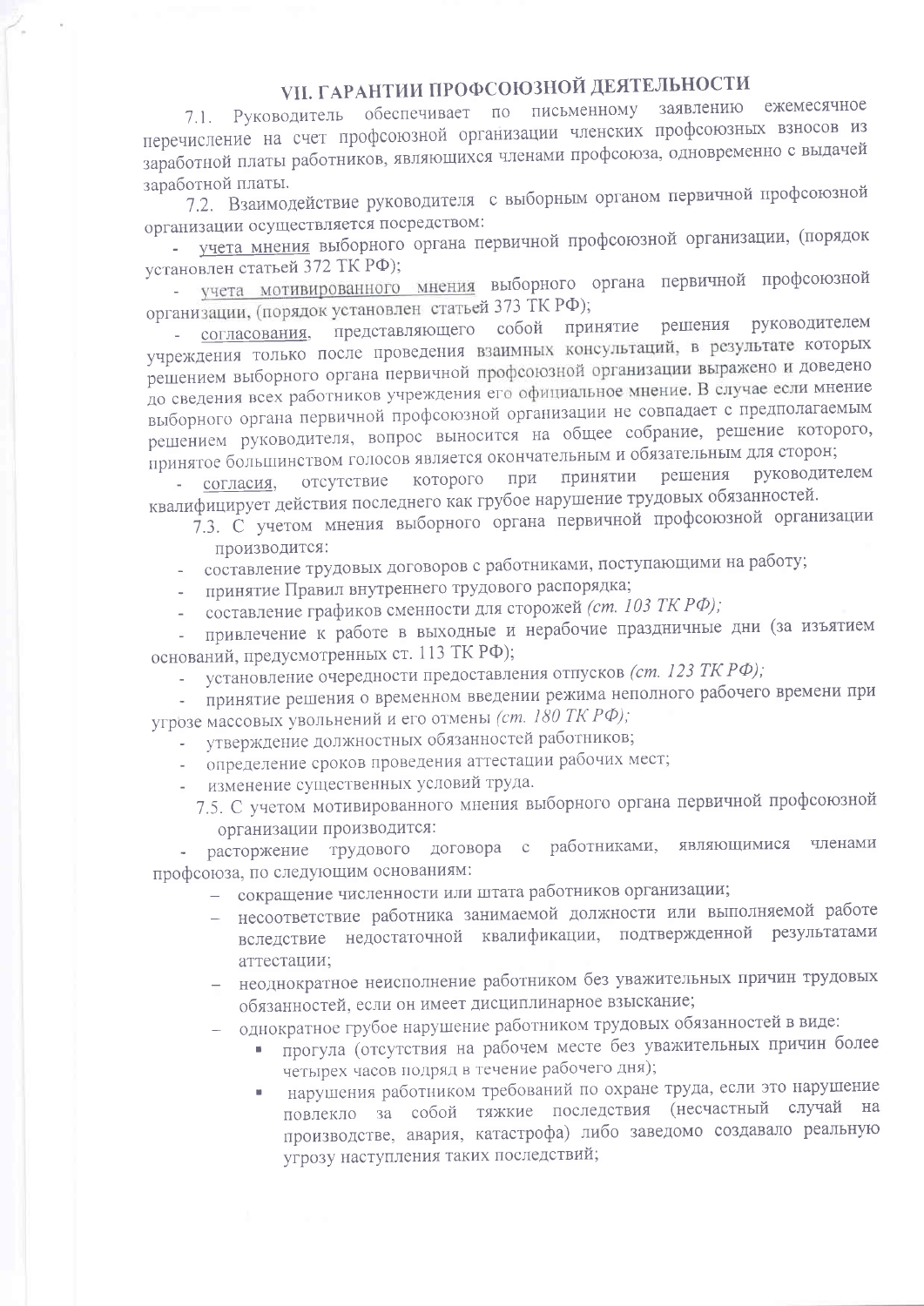## VII. ГАРАНТИИ ПРОФСОЮЗНОЙ ДЕЯТЕЛЬНОСТИ

7.1. Руководитель обеспечивает по письменному заявлению ежемесячное перечисление на счет профсоюзной организации членских профсоюзных взносов из заработной платы работников, являющихся членами профсоюза, одновременно с выдачей заработной платы.

7.2. Взаимодействие руководителя с выборным органом первичной профсоюзной организации осуществляется посредством:

- учета мнения выборного органа первичной профсоюзной организации, (порядок установлен статьей 372 ТК РФ);
- учета мотивированного мнения выборного органа первичной профсоюзной организации, (порядок установлен статьей 373 ТК РФ);
- согласования, представляющего собой принятие решения руководителем учреждения только после проведения взаимных консультаций, в результате которых решением выборного органа первичной профсоюзной организации выражено и доведено до сведения всех работников учреждения его официальное мнение. В случае если мнение выборного органа первичной профсоюзной организации не совпадает с предполагаемым решением руководителя, вопрос выносится на общее собрание, решение которого, принятое большинством голосов является окончательным и обязательным для сторон;
- согласия, отсутствие которого при принятии решения руководителем квалифицирует действия последнего как грубое нарушение трудовых обязанностей.

7.3. С учетом мнения выборного органа первичной профсоюзной организации производится:

- составление трудовых договоров с работниками, поступающими на работу;
- принятие Правил внутреннего трудового распорядка;
- составление графиков сменности для сторожей *(ст. 103 ТК РФ);*
- привлечение к работе в выходные и нерабочие праздничные дни (за изъятием оснований, предусмотренных ст. 113 ТК РФ);
- установление очередности предоставления отпусков *(ст. 123 ТК РФ);*
- принятие решения о временном введении режима неполного рабочего времени при угрозе массовых увольнений и его отмены *(ст. 180 ТК РФ);*
- утверждение должностных обязанностей работников;
- определение сроков проведения аттестации рабочих мест;
- изменение существенных условий труда.

7.5. С учетом мотивированного мнения выборного органа первичной профсоюзной организации производится:

- расторжение трудового договора с работниками, являющимися членами профсоюза, по следующим основаниям:
  - сокращение численности или штата работников организации;
  - несоответствие работника занимаемой должности или выполняемой работе вследствие недостаточной квалификации, подтвержденной результатами аттестации;
  - неоднократное неисполнение работником без уважительных причин трудовых обязанностей, если он имеет дисциплинарное взыскание;
  - однократное грубое нарушение работником трудовых обязанностей в виде:
    - прогула (отсутствия на рабочем месте без уважительных причин более четырех часов подряд в течение рабочего дня);
    - нарушения работником требований по охране труда, если это нарушение повлекло за собой тяжкие последствия (несчастный случай на производстве, авария, катастрофа) либо заведомо создавало реальную угрозу наступления таких последствий;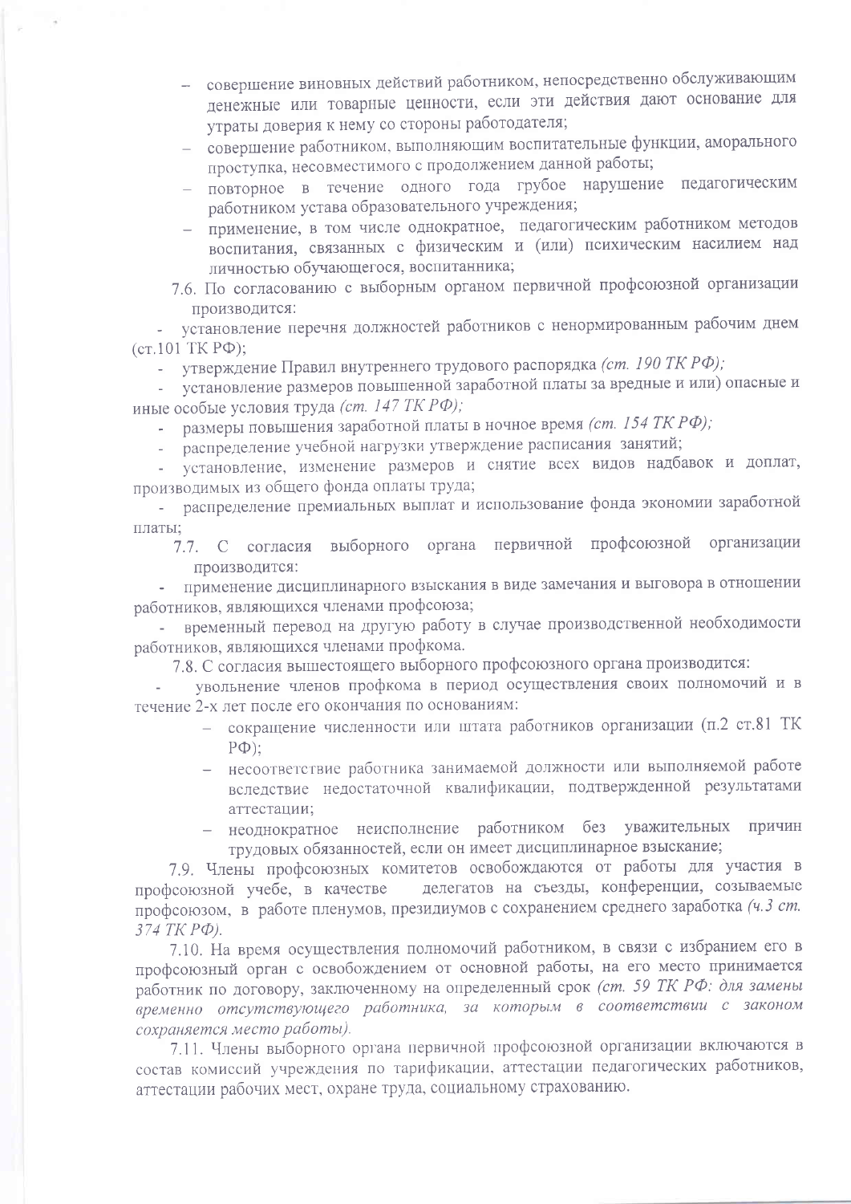- совершение виновных действий работником, непосредственно обслуживающим денежные или товарные ценности, если эти действия дают основание для утраты доверия к нему со стороны работодателя;
- совершение работником, выполняющим воспитательные функции, аморального проступка, несовместимого с продолжением данной работы;
- повторное в течение одного года грубое нарушение педагогическим работником устава образовательного учреждения;
- применение, в том числе однократное, педагогическим работником методов воспитания, связанных с физическим и (или) психическим насилием над личностью обучающегося, воспитанника;

7.6. По согласованию с выборным органом первичной профсоюзной организации производится:

- установление перечня должностей работников с ненормированным рабочим днем (ст.101 ТК РФ);
- утверждение Правил внутреннего трудового распорядка *(ст. 190 ТК РФ);*
- установление размеров повышенной заработной платы за вредные и или) опасные и иные особые условия труда *(ст. 147 ТК РФ);*
- размеры повышения заработной платы в ночное время *(ст. 154 ТК РФ);*
- распределение учебной нагрузки утверждение расписания занятий;
- установление, изменение размеров и снятие всех видов надбавок и доплат, производимых из общего фонда оплаты труда;
- распределение премиальных выплат и использование фонда экономии заработной платы;

7.7. С согласия выборного органа первичной профсоюзной организации производится:

- применение дисциплинарного взыскания в виде замечания и выговора в отношении работников, являющихся членами профсоюза;
- временный перевод на другую работу в случае производственной необходимости работников, являющихся членами профкома.

7.8. С согласия вышестоящего выборного профсоюзного органа производится:

- увольнение членов профкома в период осуществления своих полномочий и в течение 2-х лет после его окончания по основаниям:
  - сокращение численности или штата работников организации (п.2 ст.81 ТК РФ);
  - несоответствие работника занимаемой должности или выполняемой работе вследствие недостаточной квалификации, подтвержденной результатами аттестации;
  - неоднократное неисполнение работником без уважительных причин трудовых обязанностей, если он имеет дисциплинарное взыскание;

7.9. Члены профсоюзных комитетов освобождаются от работы для участия в профсоюзной учебе, в качестве делегатов на съезды, конференции, созываемые профсоюзом, в работе пленумов, президиумов с сохранением среднего заработка *(ч.3 ст. 374 ТК РФ).*

7.10. На время осуществления полномочий работником, в связи с избранием его в профсоюзный орган с освобождением от основной работы, на его место принимается работник по договору, заключенному на определенный срок *(ст. 59 ТК РФ: для замены временно отсутствующего работника, за которым в соответствии с законом сохраняется место работы).*

7.11. Члены выборного органа первичной профсоюзной организации включаются в состав комиссий учреждения по тарификации, аттестации педагогических работников, аттестации рабочих мест, охране труда, социальному страхованию.